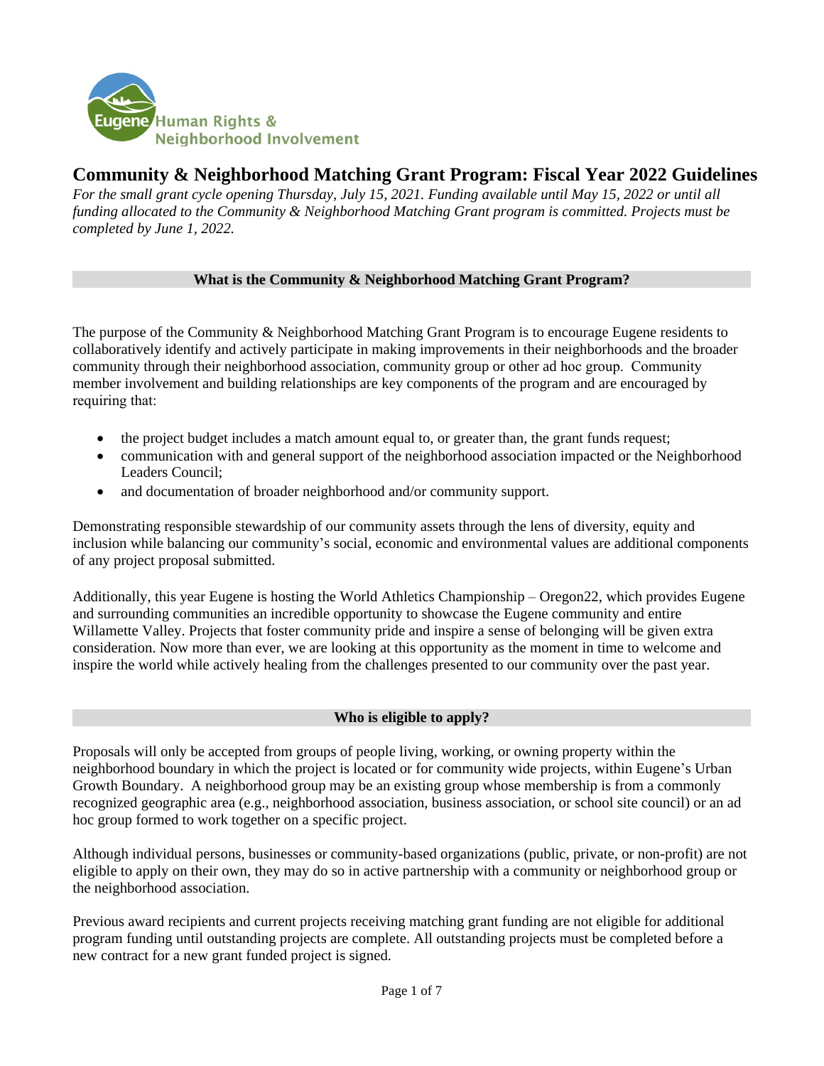Eugene Human Rights & Neighborhood Involvement

# Community & Neighborhood Matching Grant Program: Fiscal Year 2022 Guidelines

*For the small grant cycle opening Thursday, July 15, 2021. Funding available until May 15, 2022 or until all funding allocated to the Community & Neighborhood Matching Grant program is committed. Projects must be completed by June 1, 2022.*

## What is the Community & Neighborhood Matching Grant Program?

The purpose of the Community & Neighborhood Matching Grant Program is to encourage Eugene residents to collaboratively identify and actively participate in making improvements in their neighborhoods and the broader community through their neighborhood association, community group or other ad hoc group. Community member involvement and building relationships are key components of the program and are encouraged by requiring that:

- the project budget includes a match amount equal to, or greater than, the grant funds request;
- communication with and general support of the neighborhood association impacted or the Neighborhood Leaders Council;
- and documentation of broader neighborhood and/or community support.

Demonstrating responsible stewardship of our community assets through the lens of diversity, equity and inclusion while balancing our community's social, economic and environmental values are additional components of any project proposal submitted.

Additionally, this year Eugene is hosting the World Athletics Championship – Oregon22, which provides Eugene and surrounding communities an incredible opportunity to showcase the Eugene community and entire Willamette Valley. Projects that foster community pride and inspire a sense of belonging will be given extra consideration. Now more than ever, we are looking at this opportunity as the moment in time to welcome and inspire the world while actively healing from the challenges presented to our community over the past year.

## Who is eligible to apply?

Proposals will only be accepted from groups of people living, working, or owning property within the neighborhood boundary in which the project is located or for community wide projects, within Eugene's Urban Growth Boundary. A neighborhood group may be an existing group whose membership is from a commonly recognized geographic area (e.g., neighborhood association, business association, or school site council) or an ad hoc group formed to work together on a specific project.

Although individual persons, businesses or community-based organizations (public, private, or non-profit) are not eligible to apply on their own, they may do so in active partnership with a community or neighborhood group or the neighborhood association.

Previous award recipients and current projects receiving matching grant funding are not eligible for additional program funding until outstanding projects are complete. All outstanding projects must be completed before a new contract for a new grant funded project is signed.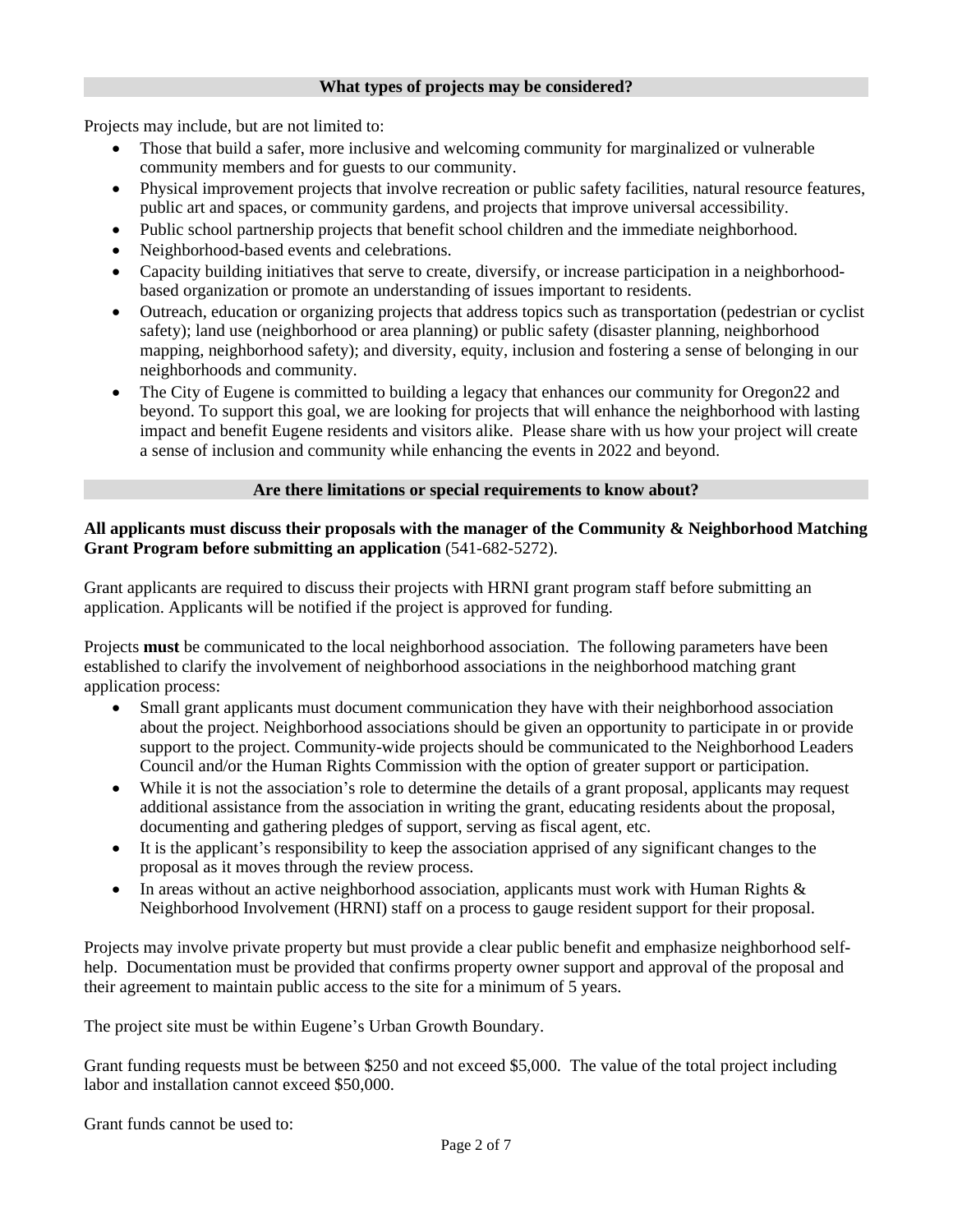## What types of projects may be considered?

Projects may include, but are not limited to:

- Those that build a safer, more inclusive and welcoming community for marginalized or vulnerable community members and for guests to our community.
- Physical improvement projects that involve recreation or public safety facilities, natural resource features, public art and spaces, or community gardens, and projects that improve universal accessibility.
- Public school partnership projects that benefit school children and the immediate neighborhood.
- Neighborhood-based events and celebrations.
- Capacity building initiatives that serve to create, diversify, or increase participation in a neighborhood-based organization or promote an understanding of issues important to residents.
- Outreach, education or organizing projects that address topics such as transportation (pedestrian or cyclist safety); land use (neighborhood or area planning) or public safety (disaster planning, neighborhood mapping, neighborhood safety); and diversity, equity, inclusion and fostering a sense of belonging in our neighborhoods and community.
- The City of Eugene is committed to building a legacy that enhances our community for Oregon22 and beyond. To support this goal, we are looking for projects that will enhance the neighborhood with lasting impact and benefit Eugene residents and visitors alike. Please share with us how your project will create a sense of inclusion and community while enhancing the events in 2022 and beyond.

## Are there limitations or special requirements to know about?

**All applicants must discuss their proposals with the manager of the Community & Neighborhood Matching Grant Program before submitting an application** (541-682-5272).

Grant applicants are required to discuss their projects with HRNI grant program staff before submitting an application. Applicants will be notified if the project is approved for funding.

Projects **must** be communicated to the local neighborhood association. The following parameters have been established to clarify the involvement of neighborhood associations in the neighborhood matching grant application process:

- Small grant applicants must document communication they have with their neighborhood association about the project. Neighborhood associations should be given an opportunity to participate in or provide support to the project. Community-wide projects should be communicated to the Neighborhood Leaders Council and/or the Human Rights Commission with the option of greater support or participation.
- While it is not the association's role to determine the details of a grant proposal, applicants may request additional assistance from the association in writing the grant, educating residents about the proposal, documenting and gathering pledges of support, serving as fiscal agent, etc.
- It is the applicant's responsibility to keep the association apprised of any significant changes to the proposal as it moves through the review process.
- In areas without an active neighborhood association, applicants must work with Human Rights & Neighborhood Involvement (HRNI) staff on a process to gauge resident support for their proposal.

Projects may involve private property but must provide a clear public benefit and emphasize neighborhood self-help. Documentation must be provided that confirms property owner support and approval of the proposal and their agreement to maintain public access to the site for a minimum of 5 years.

The project site must be within Eugene's Urban Growth Boundary.

Grant funding requests must be between $250 and not exceed $5,000. The value of the total project including labor and installation cannot exceed $50,000.

Grant funds cannot be used to: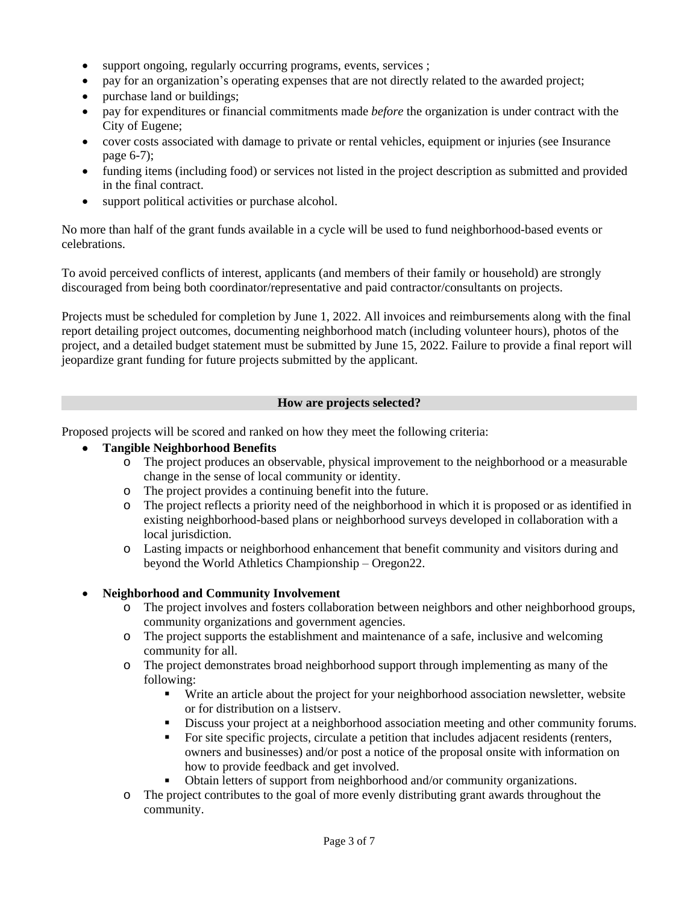- support ongoing, regularly occurring programs, events, services ;
- pay for an organization's operating expenses that are not directly related to the awarded project;
- purchase land or buildings;
- pay for expenditures or financial commitments made *before* the organization is under contract with the City of Eugene;
- cover costs associated with damage to private or rental vehicles, equipment or injuries (see Insurance page 6-7);
- funding items (including food) or services not listed in the project description as submitted and provided in the final contract.
- support political activities or purchase alcohol.

No more than half of the grant funds available in a cycle will be used to fund neighborhood-based events or celebrations.

To avoid perceived conflicts of interest, applicants (and members of their family or household) are strongly discouraged from being both coordinator/representative and paid contractor/consultants on projects.

Projects must be scheduled for completion by June 1, 2022. All invoices and reimbursements along with the final report detailing project outcomes, documenting neighborhood match (including volunteer hours), photos of the project, and a detailed budget statement must be submitted by June 15, 2022. Failure to provide a final report will jeopardize grant funding for future projects submitted by the applicant.

## How are projects selected?

Proposed projects will be scored and ranked on how they meet the following criteria:

- **Tangible Neighborhood Benefits**
  - The project produces an observable, physical improvement to the neighborhood or a measurable change in the sense of local community or identity.
  - The project provides a continuing benefit into the future.
  - The project reflects a priority need of the neighborhood in which it is proposed or as identified in existing neighborhood-based plans or neighborhood surveys developed in collaboration with a local jurisdiction.
  - Lasting impacts or neighborhood enhancement that benefit community and visitors during and beyond the World Athletics Championship – Oregon22.

- **Neighborhood and Community Involvement**
  - The project involves and fosters collaboration between neighbors and other neighborhood groups, community organizations and government agencies.
  - The project supports the establishment and maintenance of a safe, inclusive and welcoming community for all.
  - The project demonstrates broad neighborhood support through implementing as many of the following:
    - Write an article about the project for your neighborhood association newsletter, website or for distribution on a listserv.
    - Discuss your project at a neighborhood association meeting and other community forums.
    - For site specific projects, circulate a petition that includes adjacent residents (renters, owners and businesses) and/or post a notice of the proposal onsite with information on how to provide feedback and get involved.
    - Obtain letters of support from neighborhood and/or community organizations.
  - The project contributes to the goal of more evenly distributing grant awards throughout the community.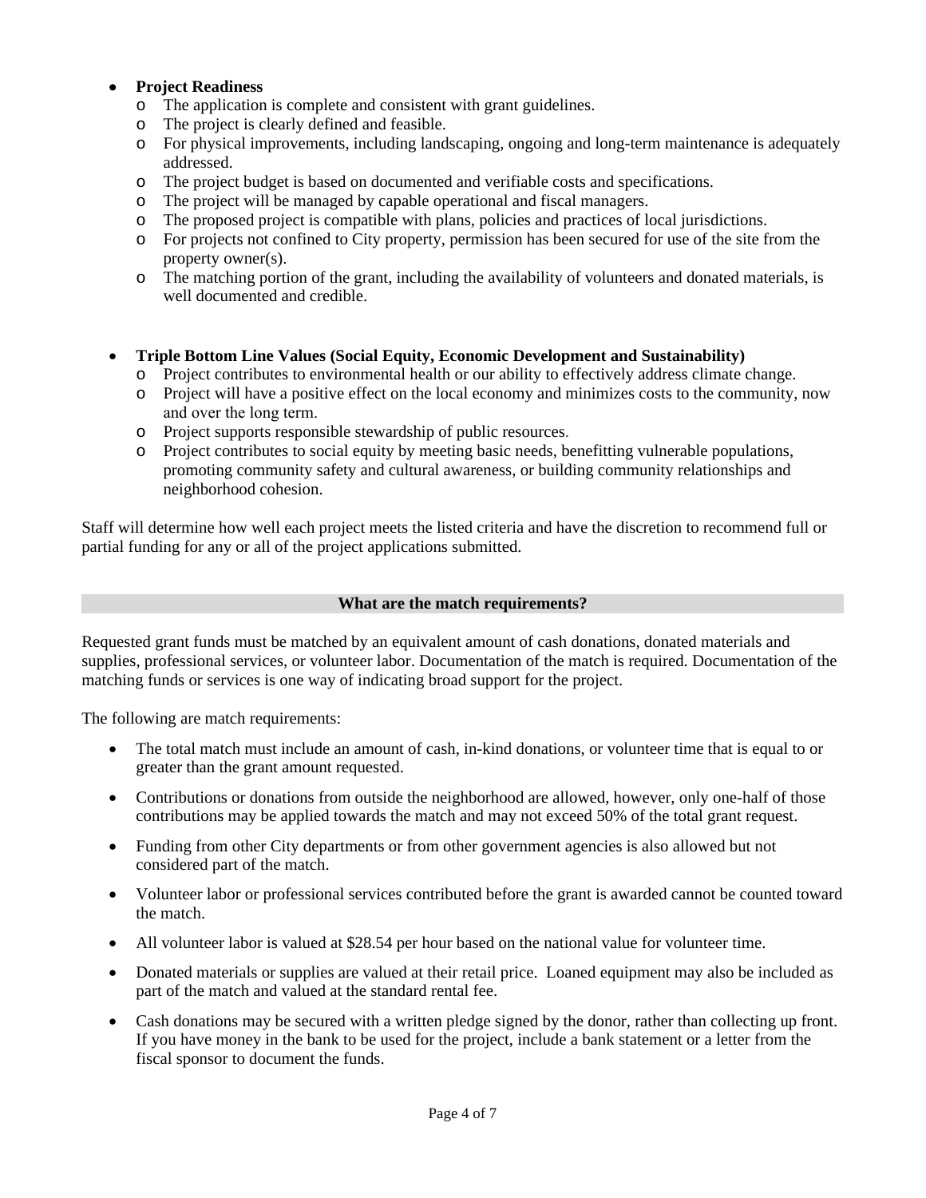- **Project Readiness**
  - The application is complete and consistent with grant guidelines.
  - The project is clearly defined and feasible.
  - For physical improvements, including landscaping, ongoing and long-term maintenance is adequately addressed.
  - The project budget is based on documented and verifiable costs and specifications.
  - The project will be managed by capable operational and fiscal managers.
  - The proposed project is compatible with plans, policies and practices of local jurisdictions.
  - For projects not confined to City property, permission has been secured for use of the site from the property owner(s).
  - The matching portion of the grant, including the availability of volunteers and donated materials, is well documented and credible.

- **Triple Bottom Line Values (Social Equity, Economic Development and Sustainability)**
  - Project contributes to environmental health or our ability to effectively address climate change.
  - Project will have a positive effect on the local economy and minimizes costs to the community, now and over the long term.
  - Project supports responsible stewardship of public resources.
  - Project contributes to social equity by meeting basic needs, benefitting vulnerable populations, promoting community safety and cultural awareness, or building community relationships and neighborhood cohesion.

Staff will determine how well each project meets the listed criteria and have the discretion to recommend full or partial funding for any or all of the project applications submitted.

## What are the match requirements?

Requested grant funds must be matched by an equivalent amount of cash donations, donated materials and supplies, professional services, or volunteer labor. Documentation of the match is required. Documentation of the matching funds or services is one way of indicating broad support for the project.

The following are match requirements:

- The total match must include an amount of cash, in-kind donations, or volunteer time that is equal to or greater than the grant amount requested.
- Contributions or donations from outside the neighborhood are allowed, however, only one-half of those contributions may be applied towards the match and may not exceed 50% of the total grant request.
- Funding from other City departments or from other government agencies is also allowed but not considered part of the match.
- Volunteer labor or professional services contributed before the grant is awarded cannot be counted toward the match.
- All volunteer labor is valued at $28.54 per hour based on the national value for volunteer time.
- Donated materials or supplies are valued at their retail price. Loaned equipment may also be included as part of the match and valued at the standard rental fee.
- Cash donations may be secured with a written pledge signed by the donor, rather than collecting up front. If you have money in the bank to be used for the project, include a bank statement or a letter from the fiscal sponsor to document the funds.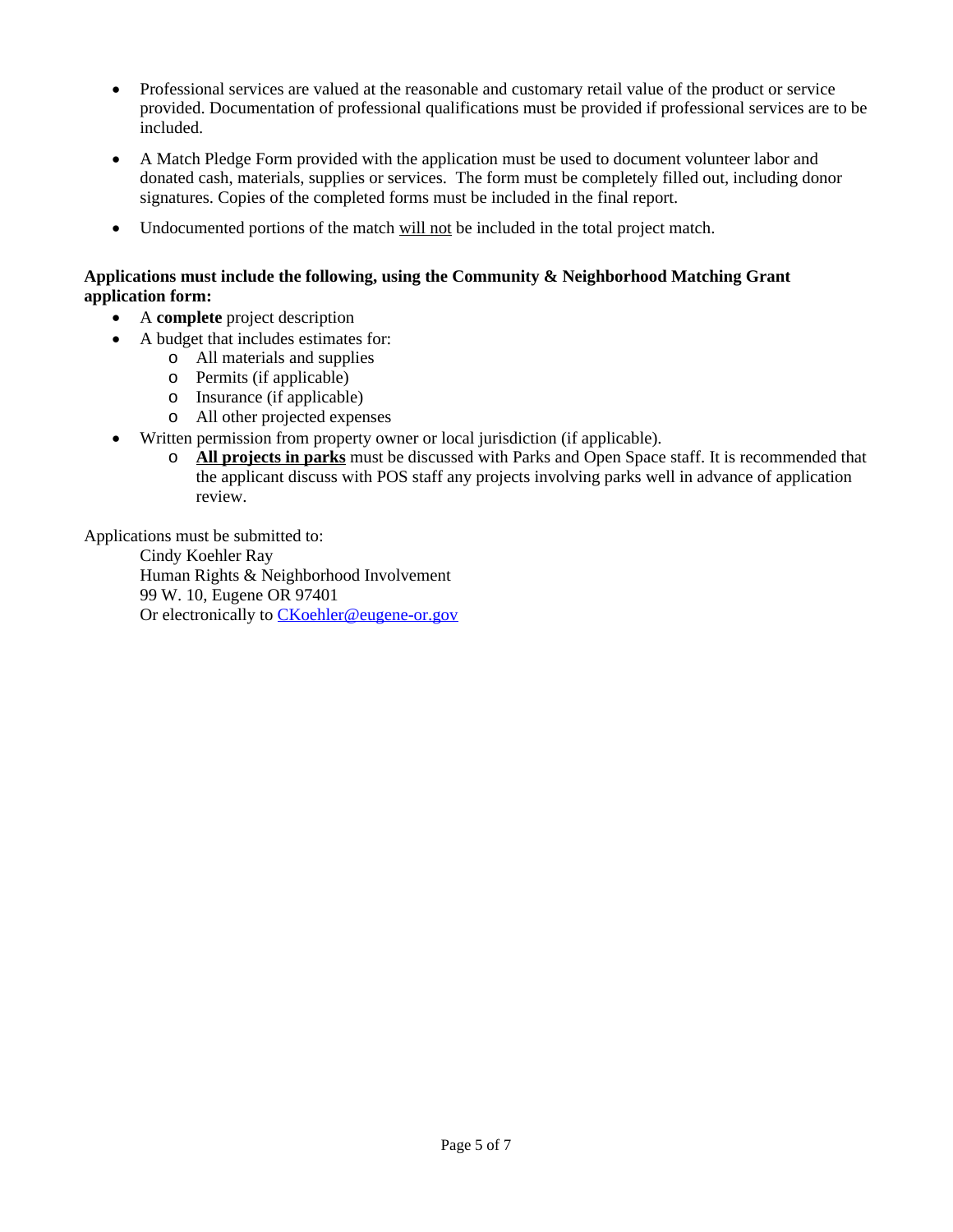- Professional services are valued at the reasonable and customary retail value of the product or service provided. Documentation of professional qualifications must be provided if professional services are to be included.
- A Match Pledge Form provided with the application must be used to document volunteer labor and donated cash, materials, supplies or services. The form must be completely filled out, including donor signatures. Copies of the completed forms must be included in the final report.
- Undocumented portions of the match will not be included in the total project match.

**Applications must include the following, using the Community & Neighborhood Matching Grant application form:**

- A **complete** project description
- A budget that includes estimates for:
  - All materials and supplies
  - Permits (if applicable)
  - Insurance (if applicable)
  - All other projected expenses
- Written permission from property owner or local jurisdiction (if applicable).
  - **All projects in parks** must be discussed with Parks and Open Space staff. It is recommended that the applicant discuss with POS staff any projects involving parks well in advance of application review.

Applications must be submitted to:

Cindy Koehler Ray  
Human Rights & Neighborhood Involvement  
99 W. 10, Eugene OR 97401  
Or electronically to CKoehler@eugene-or.gov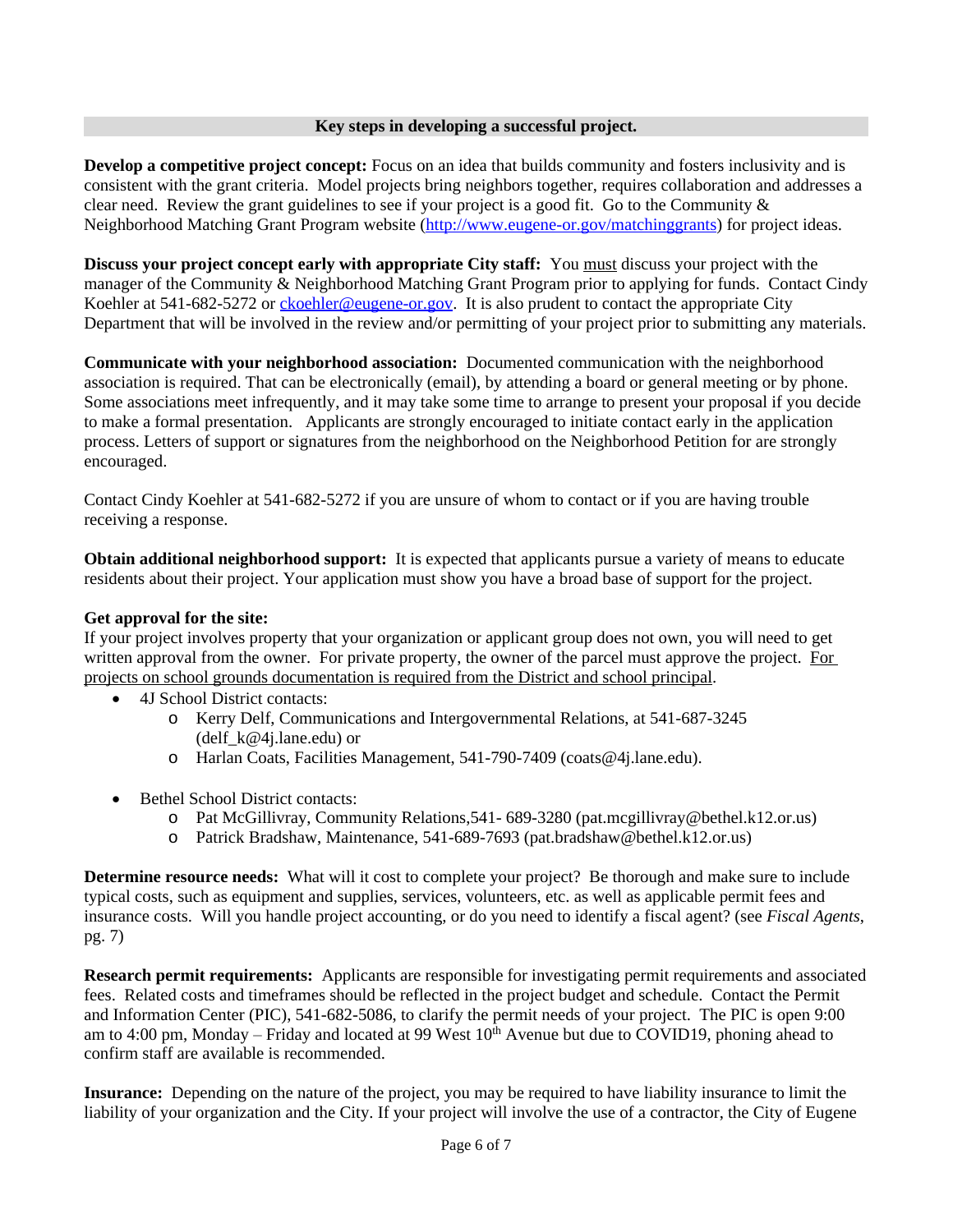## Key steps in developing a successful project.

**Develop a competitive project concept:** Focus on an idea that builds community and fosters inclusivity and is consistent with the grant criteria. Model projects bring neighbors together, requires collaboration and addresses a clear need. Review the grant guidelines to see if your project is a good fit. Go to the Community & Neighborhood Matching Grant Program website (http://www.eugene-or.gov/matchinggrants) for project ideas.

**Discuss your project concept early with appropriate City staff:** You must discuss your project with the manager of the Community & Neighborhood Matching Grant Program prior to applying for funds. Contact Cindy Koehler at 541-682-5272 or ckoehler@eugene-or.gov. It is also prudent to contact the appropriate City Department that will be involved in the review and/or permitting of your project prior to submitting any materials.

**Communicate with your neighborhood association:** Documented communication with the neighborhood association is required. That can be electronically (email), by attending a board or general meeting or by phone. Some associations meet infrequently, and it may take some time to arrange to present your proposal if you decide to make a formal presentation. Applicants are strongly encouraged to initiate contact early in the application process. Letters of support or signatures from the neighborhood on the Neighborhood Petition for are strongly encouraged.

Contact Cindy Koehler at 541-682-5272 if you are unsure of whom to contact or if you are having trouble receiving a response.

**Obtain additional neighborhood support:** It is expected that applicants pursue a variety of means to educate residents about their project. Your application must show you have a broad base of support for the project.

**Get approval for the site:**
If your project involves property that your organization or applicant group does not own, you will need to get written approval from the owner. For private property, the owner of the parcel must approve the project. For projects on school grounds documentation is required from the District and school principal.

- 4J School District contacts:
  - Kerry Delf, Communications and Intergovernmental Relations, at 541-687-3245 (delf_k@4j.lane.edu) or
  - Harlan Coats, Facilities Management, 541-790-7409 (coats@4j.lane.edu).
- Bethel School District contacts:
  - Pat McGillivray, Community Relations,541- 689-3280 (pat.mcgillivray@bethel.k12.or.us)
  - Patrick Bradshaw, Maintenance, 541-689-7693 (pat.bradshaw@bethel.k12.or.us)

**Determine resource needs:** What will it cost to complete your project? Be thorough and make sure to include typical costs, such as equipment and supplies, services, volunteers, etc. as well as applicable permit fees and insurance costs. Will you handle project accounting, or do you need to identify a fiscal agent? (see *Fiscal Agents*, pg. 7)

**Research permit requirements:** Applicants are responsible for investigating permit requirements and associated fees. Related costs and timeframes should be reflected in the project budget and schedule. Contact the Permit and Information Center (PIC), 541-682-5086, to clarify the permit needs of your project. The PIC is open 9:00 am to 4:00 pm, Monday – Friday and located at 99 West 10th Avenue but due to COVID19, phoning ahead to confirm staff are available is recommended.

**Insurance:** Depending on the nature of the project, you may be required to have liability insurance to limit the liability of your organization and the City. If your project will involve the use of a contractor, the City of Eugene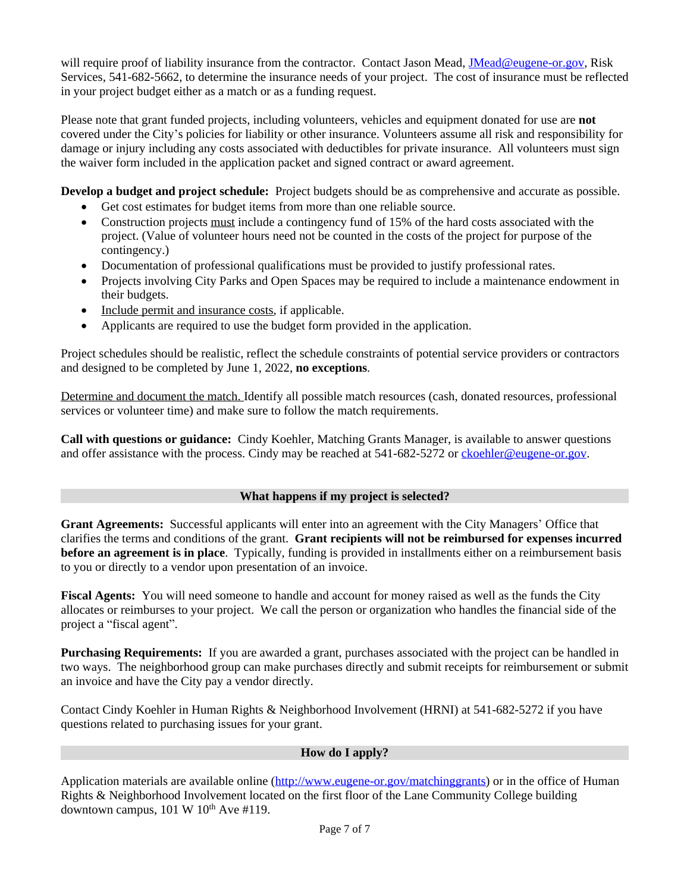will require proof of liability insurance from the contractor. Contact Jason Mead, [JMead@eugene-or.gov](mailto:JMead@eugene-or.gov), Risk Services, 541-682-5662, to determine the insurance needs of your project. The cost of insurance must be reflected in your project budget either as a match or as a funding request.

Please note that grant funded projects, including volunteers, vehicles and equipment donated for use are **not** covered under the City's policies for liability or other insurance. Volunteers assume all risk and responsibility for damage or injury including any costs associated with deductibles for private insurance. All volunteers must sign the waiver form included in the application packet and signed contract or award agreement.

**Develop a budget and project schedule:** Project budgets should be as comprehensive and accurate as possible.

- Get cost estimates for budget items from more than one reliable source.
- Construction projects must include a contingency fund of 15% of the hard costs associated with the project. (Value of volunteer hours need not be counted in the costs of the project for purpose of the contingency.)
- Documentation of professional qualifications must be provided to justify professional rates.
- Projects involving City Parks and Open Spaces may be required to include a maintenance endowment in their budgets.
- Include permit and insurance costs, if applicable.
- Applicants are required to use the budget form provided in the application.

Project schedules should be realistic, reflect the schedule constraints of potential service providers or contractors and designed to be completed by June 1, 2022, **no exceptions**.

Determine and document the match. Identify all possible match resources (cash, donated resources, professional services or volunteer time) and make sure to follow the match requirements.

**Call with questions or guidance:** Cindy Koehler, Matching Grants Manager, is available to answer questions and offer assistance with the process. Cindy may be reached at 541-682-5272 or [ckoehler@eugene-or.gov](mailto:ckoehler@eugene-or.gov).

## What happens if my project is selected?

**Grant Agreements:** Successful applicants will enter into an agreement with the City Managers' Office that clarifies the terms and conditions of the grant. **Grant recipients will not be reimbursed for expenses incurred before an agreement is in place**. Typically, funding is provided in installments either on a reimbursement basis to you or directly to a vendor upon presentation of an invoice.

**Fiscal Agents:** You will need someone to handle and account for money raised as well as the funds the City allocates or reimburses to your project. We call the person or organization who handles the financial side of the project a "fiscal agent".

**Purchasing Requirements:** If you are awarded a grant, purchases associated with the project can be handled in two ways. The neighborhood group can make purchases directly and submit receipts for reimbursement or submit an invoice and have the City pay a vendor directly.

Contact Cindy Koehler in Human Rights & Neighborhood Involvement (HRNI) at 541-682-5272 if you have questions related to purchasing issues for your grant.

## How do I apply?

Application materials are available online ([http://www.eugene-or.gov/matchinggrants](http://www.eugene-or.gov/matchinggrants)) or in the office of Human Rights & Neighborhood Involvement located on the first floor of the Lane Community College building downtown campus, 101 W 10th Ave #119.